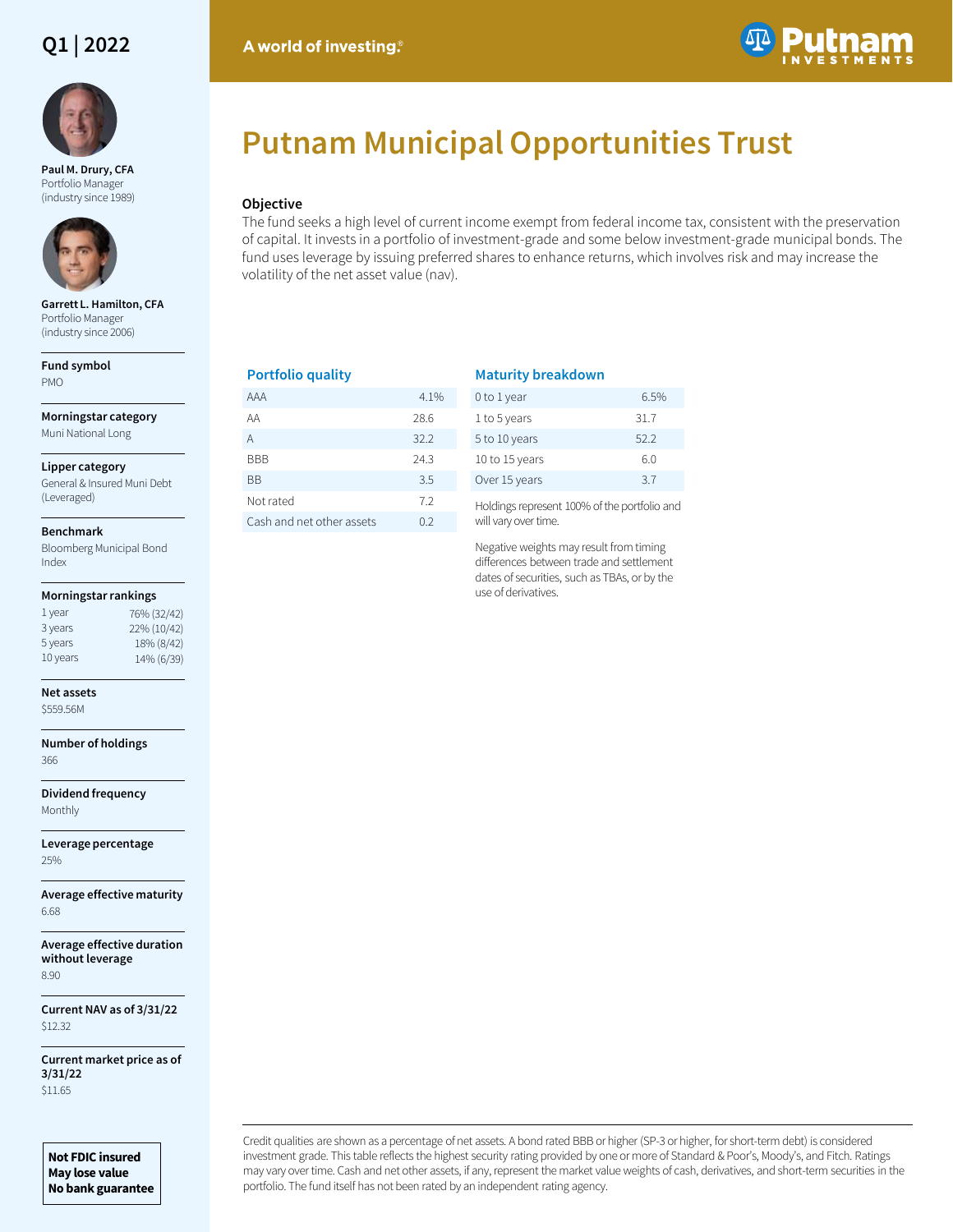Q1 | 2022

A world of investing.®

# Putnam Municipal Opportunities Trust

**Paul M. Drury, CFA**
Portfolio Manager
(industry since 1989)

**Garrett L. Hamilton, CFA**
Portfolio Manager
(industry since 2006)

**Fund symbol**
PMO

**Morningstar category**
Muni National Long

**Lipper category**
General & Insured Muni Debt (Leveraged)

**Benchmark**
Bloomberg Municipal Bond Index

**Morningstar rankings**

| | |
|---|---|
| 1 year | 76% (32/42) |
| 3 years | 22% (10/42) |
| 5 years | 18% (8/42) |
| 10 years | 14% (6/39) |

**Net assets**
$559.56M

**Number of holdings**
366

**Dividend frequency**
Monthly

**Leverage percentage**
25%

**Average effective maturity**
6.68

**Average effective duration without leverage**
8.90

**Current NAV as of 3/31/22**
$12.32

**Current market price as of 3/31/22**
$11.65

**Not FDIC insured**
**May lose value**
**No bank guarantee**

### Objective

The fund seeks a high level of current income exempt from federal income tax, consistent with the preservation of capital. It invests in a portfolio of investment-grade and some below investment-grade municipal bonds. The fund uses leverage by issuing preferred shares to enhance returns, which involves risk and may increase the volatility of the net asset value (nav).

### Portfolio quality

| | |
|---|---|
| AAA | 4.1% |
| AA | 28.6 |
| A | 32.2 |
| BBB | 24.3 |
| BB | 3.5 |
| Not rated | 7.2 |
| Cash and net other assets | 0.2 |

### Maturity breakdown

| | |
|---|---|
| 0 to 1 year | 6.5% |
| 1 to 5 years | 31.7 |
| 5 to 10 years | 52.2 |
| 10 to 15 years | 6.0 |
| Over 15 years | 3.7 |

Holdings represent 100% of the portfolio and will vary over time.

Negative weights may result from timing differences between trade and settlement dates of securities, such as TBAs, or by the use of derivatives.

Credit qualities are shown as a percentage of net assets. A bond rated BBB or higher (SP-3 or higher, for short-term debt) is considered investment grade. This table reflects the highest security rating provided by one or more of Standard & Poor's, Moody's, and Fitch. Ratings may vary over time. Cash and net other assets, if any, represent the market value weights of cash, derivatives, and short-term securities in the portfolio. The fund itself has not been rated by an independent rating agency.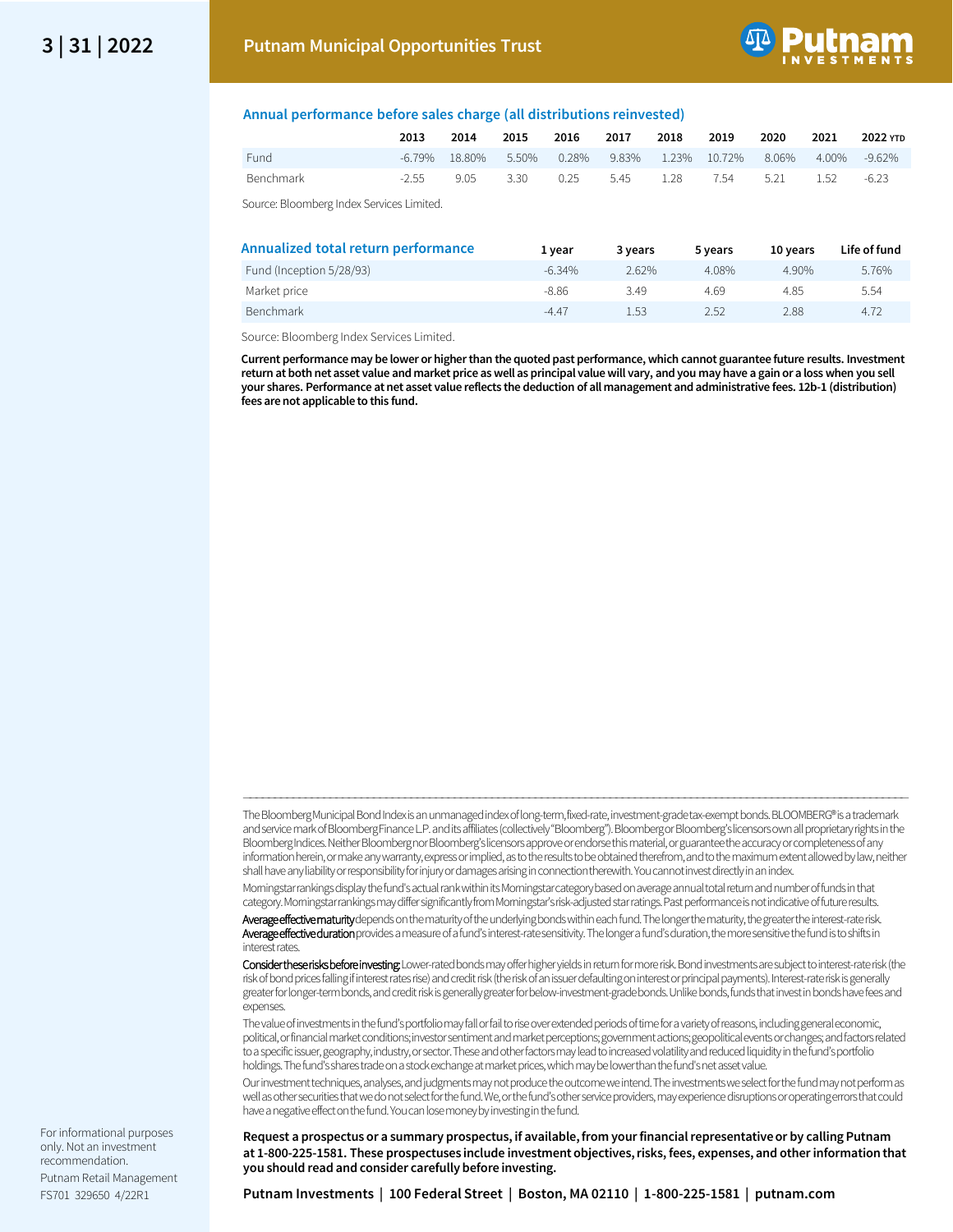## Annual performance before sales charge (all distributions reinvested)

| | 2013 | 2014 | 2015 | 2016 | 2017 | 2018 | 2019 | 2020 | 2021 | 2022 YTD |
|---|---|---|---|---|---|---|---|---|---|---|
| Fund | -6.79% | 18.80% | 5.50% | 0.28% | 9.83% | 1.23% | 10.72% | 8.06% | 4.00% | -9.62% |
| Benchmark | -2.55 | 9.05 | 3.30 | 0.25 | 5.45 | 1.28 | 7.54 | 5.21 | 1.52 | -6.23 |

Source: Bloomberg Index Services Limited.

| Annualized total return performance | 1 year | 3 years | 5 years | 10 years | Life of fund |
|---|---|---|---|---|---|
| Fund (Inception 5/28/93) | -6.34% | 2.62% | 4.08% | 4.90% | 5.76% |
| Market price | -8.86 | 3.49 | 4.69 | 4.85 | 5.54 |
| Benchmark | -4.47 | 1.53 | 2.52 | 2.88 | 4.72 |

Source: Bloomberg Index Services Limited.

**Current performance may be lower or higher than the quoted past performance, which cannot guarantee future results. Investment return at both net asset value and market price as well as principal value will vary, and you may have a gain or a loss when you sell your shares. Performance at net asset value reflects the deduction of all management and administrative fees. 12b-1 (distribution) fees are not applicable to this fund.**

---

The Bloomberg Municipal Bond Index is an unmanaged index of long-term, fixed-rate, investment-grade tax-exempt bonds. BLOOMBERG® is a trademark and service mark of Bloomberg Finance L.P. and its affiliates (collectively "Bloomberg"). Bloomberg or Bloomberg's licensors own all proprietary rights in the Bloomberg Indices. Neither Bloomberg nor Bloomberg's licensors approve or endorse this material, or guarantee the accuracy or completeness of any information herein, or make any warranty, express or implied, as to the results to be obtained therefrom, and to the maximum extent allowed by law, neither shall have any liability or responsibility for injury or damages arising in connection therewith. You cannot invest directly in an index.

Morningstar rankings display the fund's actual rank within its Morningstar category based on average annual total return and number of funds in that category. Morningstar rankings may differ significantly from Morningstar's risk-adjusted star ratings. Past performance is not indicative of future results.

**Average effective maturity** depends on the maturity of the underlying bonds within each fund. The longer the maturity, the greater the interest-rate risk. **Average effective duration** provides a measure of a fund's interest-rate sensitivity. The longer a fund's duration, the more sensitive the fund is to shifts in interest rates.

**Consider these risks before investing:** Lower-rated bonds may offer higher yields in return for more risk. Bond investments are subject to interest-rate risk (the risk of bond prices falling if interest rates rise) and credit risk (the risk of an issuer defaulting on interest or principal payments). Interest-rate risk is generally greater for longer-term bonds, and credit risk is generally greater for below-investment-grade bonds. Unlike bonds, funds that invest in bonds have fees and expenses.

The value of investments in the fund's portfolio may fall or fail to rise over extended periods of time for a variety of reasons, including general economic, political, or financial market conditions; investor sentiment and market perceptions; government actions; geopolitical events or changes; and factors related to a specific issuer, geography, industry, or sector. These and other factors may lead to increased volatility and reduced liquidity in the fund's portfolio holdings. The fund's shares trade on a stock exchange at market prices, which may be lower than the fund's net asset value.

Our investment techniques, analyses, and judgments may not produce the outcome we intend. The investments we select for the fund may not perform as well as other securities that we do not select for the fund. We, or the fund's other service providers, may experience disruptions or operating errors that could have a negative effect on the fund. You can lose money by investing in the fund.

**Request a prospectus or a summary prospectus, if available, from your financial representative or by calling Putnam at 1-800-225-1581. These prospectuses include investment objectives, risks, fees, expenses, and other information that you should read and consider carefully before investing.**

**Putnam Investments | 100 Federal Street | Boston, MA 02110 | 1-800-225-1581 | putnam.com**

For informational purposes only. Not an investment recommendation.

Putnam Retail Management

FS701 329650 4/22R1